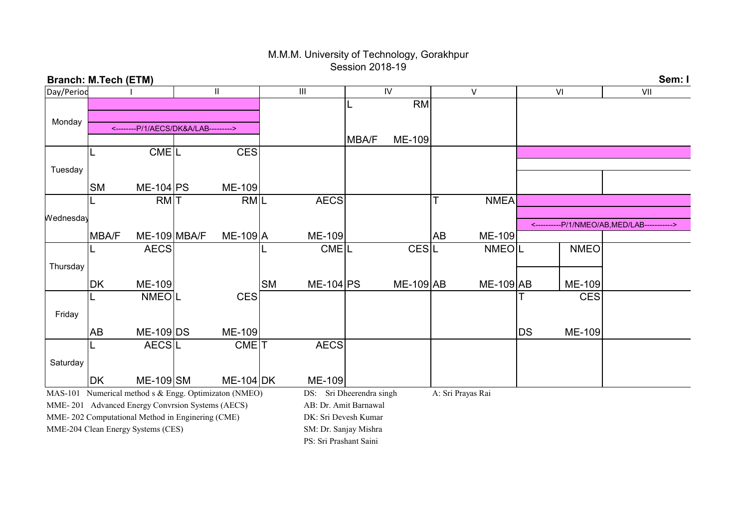M.M.M. University of Technology, Gorakhpur
Session 2018-19

**Branch: M.Tech (ETM)** **Sem: I**

| Day/Period | I | II | III | IV | V | VI | VII |
|---|---|---|---|---|---|---|---|
| Monday | <--------P/1/AECS/DK&A/LAB---------> | | | L RM MBA/F ME-109 | | | |
| Tuesday | L CME SM ME-104 | L CES PS ME-109 | | | | | |
| Wednesday | L RM MBA/F ME-109 | T RM MBA/F ME-109 | L AECS A ME-109 | | T NMEA AB ME-109 | <----------P/1/NMEO/AB,MED/LAB-----------> | |
| Thursday | L AECS DK ME-109 | | L CME SM ME-104 | L CES PS ME-109 | L NMEO AB ME-109 | L NMEO AB ME-109 | |
| Friday | L NMEO AB ME-109 | L CES DS ME-109 | | | | T CES DS ME-109 | |
| Saturday | L AECS DK ME-109 | L CME SM ME-104 | T AECS DK ME-109 | | | | |

MAS-101 Numerical method s & Engg. Optimizaton (NMEO)
MME- 201 Advanced Energy Convrsion Systems (AECS)
MME- 202 Computational Method in Enginering (CME)
MME-204 Clean Energy Systems (CES)

DS: Sri Dheerendra singh
AB: Dr. Amit Barnawal
DK: Sri Devesh Kumar
SM: Dr. Sanjay Mishra
PS: Sri Prashant Saini

A: Sri Prayas Rai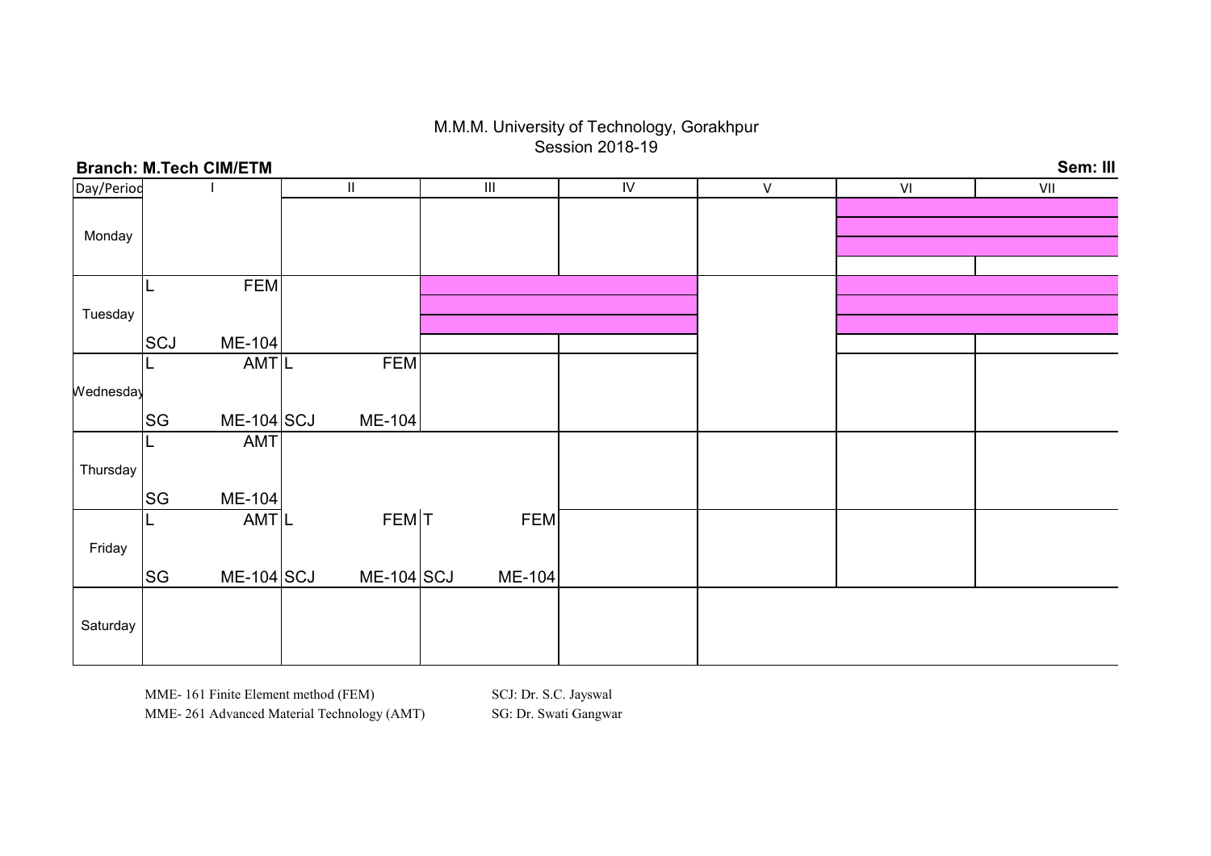M.M.M. University of Technology, Gorakhpur
Session 2018-19

**Branch: M.Tech CIM/ETM** **Sem: III**

| Day/Period | I | II | III | IV | V | VI | VII |
|---|---|---|---|---|---|---|---|
| Monday | | | | | | | |
| Tuesday | L FEM SCJ ME-104 | | | | | | |
| Wednesday | L AMT SG ME-104 | L FEM SCJ ME-104 | | | | | |
| Thursday | L AMT SG ME-104 | | | | | | |
| Friday | L AMT SG ME-104 | L FEM SCJ ME-104 | T FEM SCJ ME-104 | | | | |
| Saturday | | | | | | | |

MME- 161 Finite Element method (FEM)
MME- 261 Advanced Material Technology (AMT)

SCJ: Dr. S.C. Jayswal
SG: Dr. Swati Gangwar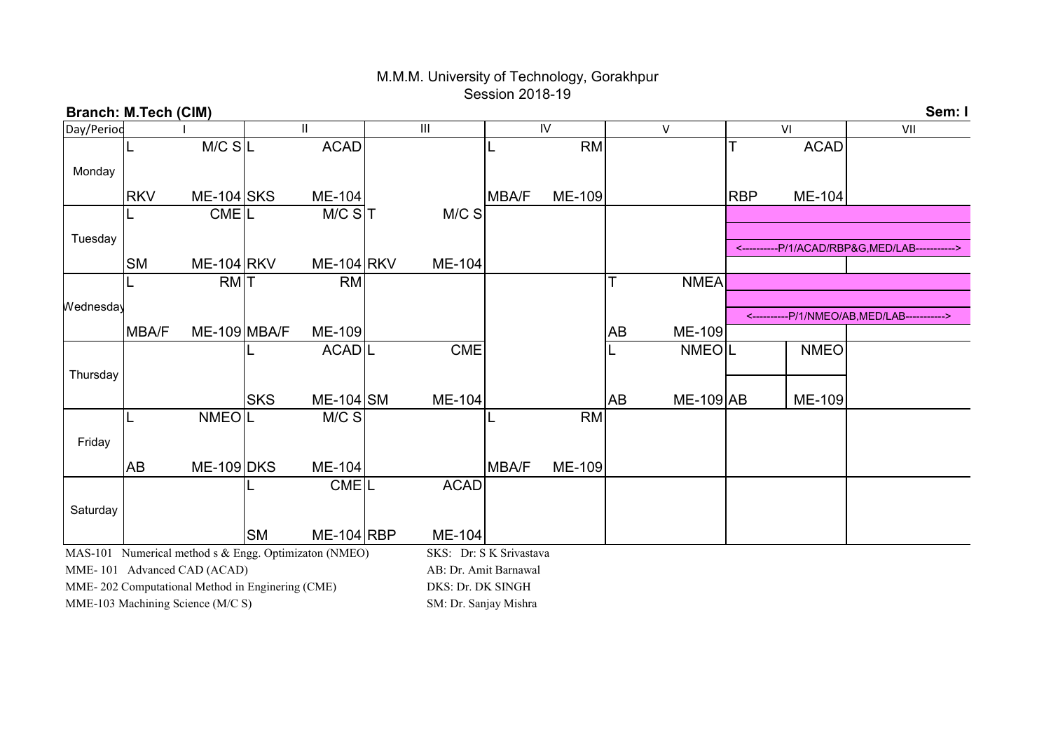# M.M.M. University of Technology, Gorakhpur

Session 2018-19

**Branch: M.Tech (CIM)** **Sem: I**

| Day/Period | I | II | III | IV | V | VI | VII |
|---|---|---|---|---|---|---|---|
| Monday | L M/C S RKV ME-104 | L ACAD SKS ME-104 | | L RM MBA/F ME-109 | | T ACAD RBP ME-104 | |
| Tuesday | L CME SM ME-104 | L M/C S RKV ME-104 | T M/C S RKV ME-104 | | | <----------P/1/ACAD/RBP&G,MED/LAB-----------> | |
| Wednesday | L RM MBA/F ME-109 | T RM MBA/F ME-109 | | | T NMEA AB ME-109 | <----------P/1/NMEO/AB,MED/LAB-----------> | |
| Thursday | | L ACAD SKS ME-104 | L CME SM ME-104 | | L NMEO AB ME-109 | L NMEO AB ME-109 | |
| Friday | L NMEO AB ME-109 | L M/C S DKS ME-104 | | L RM MBA/F ME-109 | | | |
| Saturday | | L CME SM ME-104 | L ACAD RBP ME-104 | | | | |

MAS-101 Numerical method s & Engg. Optimizaton (NMEO)

MME- 101 Advanced CAD (ACAD)

MME- 202 Computational Method in Enginering (CME)

MME-103 Machining Science (M/C S)

SKS: Dr: S K Srivastava

AB: Dr. Amit Barnawal

DKS: Dr. DK SINGH

SM: Dr. Sanjay Mishra